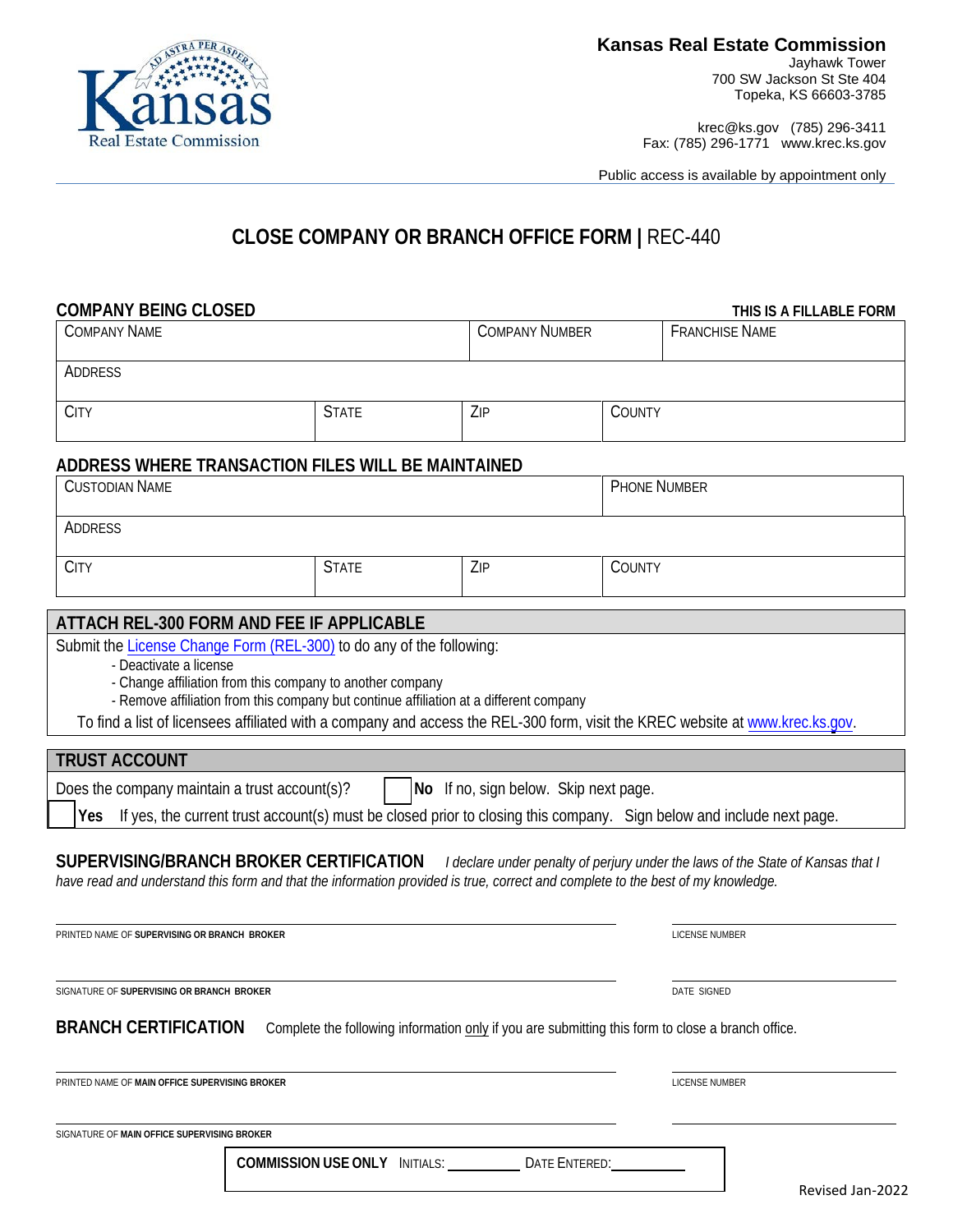**Kansas Real Estate Commission**
Jayhawk Tower
700 SW Jackson St Ste 404
Topeka, KS 66603-3785

krec@ks.gov (785) 296-3411
Fax: (785) 296-1771 www.krec.ks.gov

Public access is available by appointment only

# CLOSE COMPANY OR BRANCH OFFICE FORM | REC-440

## COMPANY BEING CLOSED

**THIS IS A FILLABLE FORM**

| COMPANY NAME | | COMPANY NUMBER | FRANCHISE NAME |
|---|---|---|---|
| ADDRESS | | | |
| CITY | STATE | ZIP | COUNTY |

## ADDRESS WHERE TRANSACTION FILES WILL BE MAINTAINED

| CUSTODIAN NAME | | | PHONE NUMBER |
|---|---|---|---|
| ADDRESS | | | |
| CITY | STATE | ZIP | COUNTY |

## ATTACH REL-300 FORM AND FEE IF APPLICABLE

Submit the License Change Form (REL-300) to do any of the following:

- Deactivate a license
- Change affiliation from this company to another company
- Remove affiliation from this company but continue affiliation at a different company

To find a list of licensees affiliated with a company and access the REL-300 form, visit the KREC website at www.krec.ks.gov.

## TRUST ACCOUNT

Does the company maintain a trust account(s)? ☐ **No** If no, sign below. Skip next page.

☐ **Yes** If yes, the current trust account(s) must be closed prior to closing this company. Sign below and include next page.

## SUPERVISING/BRANCH BROKER CERTIFICATION

*I declare under penalty of perjury under the laws of the State of Kansas that I have read and understand this form and that the information provided is true, correct and complete to the best of my knowledge.*

______________________________ PRINTED NAME OF **SUPERVISING OR BRANCH BROKER** ______________ LICENSE NUMBER

______________________________ SIGNATURE OF **SUPERVISING OR BRANCH BROKER** ______________ DATE SIGNED

## BRANCH CERTIFICATION

Complete the following information only if you are submitting this form to close a branch office.

______________________________ PRINTED NAME OF **MAIN OFFICE SUPERVISING BROKER** ______________ LICENSE NUMBER

______________________________ SIGNATURE OF **MAIN OFFICE SUPERVISING BROKER** ______________

**COMMISSION USE ONLY** INITIALS: __________ DATE ENTERED: __________

Revised Jan-2022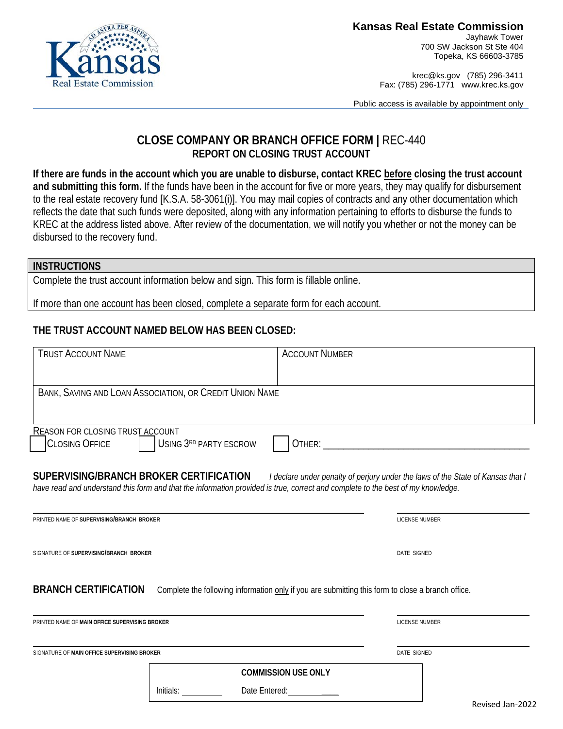**Kansas Real Estate Commission**
Jayhawk Tower
700 SW Jackson St Ste 404
Topeka, KS 66603-3785

krec@ks.gov (785) 296-3411
Fax: (785) 296-1771 www.krec.ks.gov

Public access is available by appointment only

# CLOSE COMPANY OR BRANCH OFFICE FORM | REC-440
## REPORT ON CLOSING TRUST ACCOUNT

**If there are funds in the account which you are unable to disburse, contact KREC before closing the trust account and submitting this form.** If the funds have been in the account for five or more years, they may qualify for disbursement to the real estate recovery fund [K.S.A. 58-3061(i)]. You may mail copies of contracts and any other documentation which reflects the date that such funds were deposited, along with any information pertaining to efforts to disburse the funds to KREC at the address listed above. After review of the documentation, we will notify you whether or not the money can be disbursed to the recovery fund.

| INSTRUCTIONS |
|---|
| Complete the trust account information below and sign. This form is fillable online. |
| If more than one account has been closed, complete a separate form for each account. |

### THE TRUST ACCOUNT NAMED BELOW HAS BEEN CLOSED:

| TRUST ACCOUNT NAME | ACCOUNT NUMBER |
|---|---|
| | |
| BANK, SAVING AND LOAN ASSOCIATION, OR CREDIT UNION NAME | |
| | |

REASON FOR CLOSING TRUST ACCOUNT

☐ CLOSING OFFICE ☐ USING 3RD PARTY ESCROW ☐ OTHER: ____________________

**SUPERVISING/BRANCH BROKER CERTIFICATION** *I declare under penalty of perjury under the laws of the State of Kansas that I have read and understand this form and that the information provided is true, correct and complete to the best of my knowledge.*

PRINTED NAME OF **SUPERVISING/BRANCH BROKER** ____________________ LICENSE NUMBER ____________________

SIGNATURE OF **SUPERVISING/BRANCH BROKER** ____________________ DATE SIGNED ____________________

**BRANCH CERTIFICATION** Complete the following information only if you are submitting this form to close a branch office.

PRINTED NAME OF **MAIN OFFICE SUPERVISING BROKER** ____________________ LICENSE NUMBER ____________________

SIGNATURE OF **MAIN OFFICE SUPERVISING BROKER** ____________________ DATE SIGNED ____________________

| COMMISSION USE ONLY | |
|---|---|
| Initials: ________ | Date Entered: ________ |

Revised Jan-2022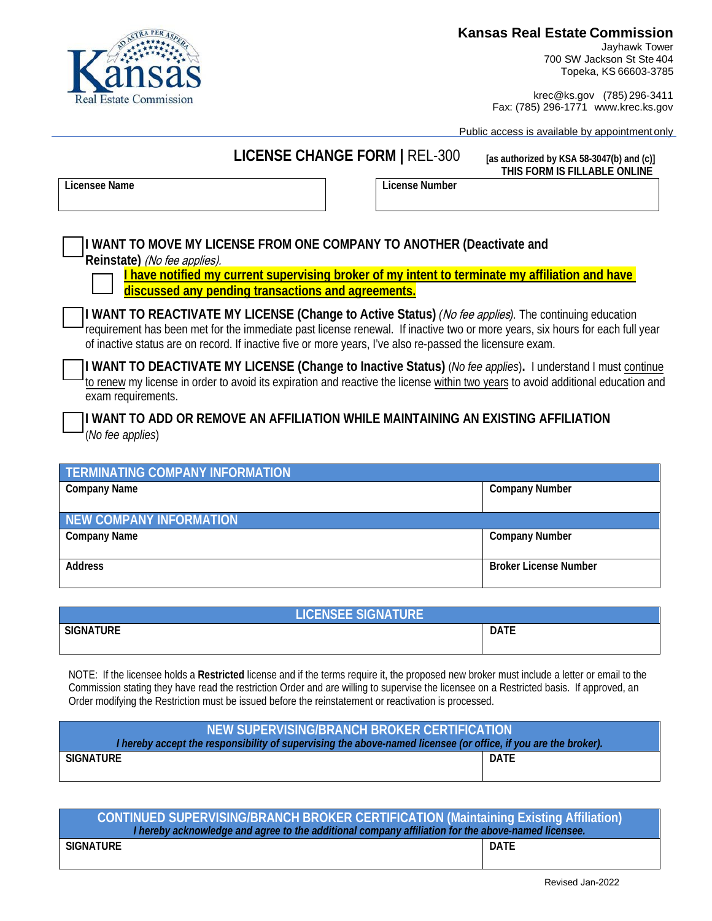**Kansas Real Estate Commission**
Jayhawk Tower
700 SW Jackson St Ste 404
Topeka, KS 66603-3785

krec@ks.gov (785) 296-3411
Fax: (785) 296-1771 www.krec.ks.gov

Public access is available by appointment only

# LICENSE CHANGE FORM | REL-300

**[as authorized by KSA 58-3047(b) and (c)]**
**THIS FORM IS FILLABLE ONLINE**

| Licensee Name | License Number |
|---|---|
| | |

☐ **I WANT TO MOVE MY LICENSE FROM ONE COMPANY TO ANOTHER (Deactivate and Reinstate)** *(No fee applies).*

☐ **I have notified my current supervising broker of my intent to terminate my affiliation and have discussed any pending transactions and agreements.**

☐ **I WANT TO REACTIVATE MY LICENSE (Change to Active Status)** *(No fee applies).* The continuing education requirement has been met for the immediate past license renewal. If inactive two or more years, six hours for each full year of inactive status are on record. If inactive five or more years, I've also re-passed the licensure exam.

☐ **I WANT TO DEACTIVATE MY LICENSE (Change to Inactive Status)** (*No fee applies*)**.** I understand I must continue to renew my license in order to avoid its expiration and reactive the license within two years to avoid additional education and exam requirements.

☐ **I WANT TO ADD OR REMOVE AN AFFILIATION WHILE MAINTAINING AN EXISTING AFFILIATION** (*No fee applies*)

| TERMINATING COMPANY INFORMATION | |
|---|---|
| Company Name | Company Number |
| **NEW COMPANY INFORMATION** | |
| Company Name | Company Number |
| Address | Broker License Number |

| LICENSEE SIGNATURE | |
|---|---|
| SIGNATURE | DATE |

NOTE: If the licensee holds a **Restricted** license and if the terms require it, the proposed new broker must include a letter or email to the Commission stating they have read the restriction Order and are willing to supervise the licensee on a Restricted basis. If approved, an Order modifying the Restriction must be issued before the reinstatement or reactivation is processed.

| NEW SUPERVISING/BRANCH BROKER CERTIFICATION *I hereby accept the responsibility of supervising the above-named licensee (or office, if you are the broker).* | |
|---|---|
| SIGNATURE | DATE |

| CONTINUED SUPERVISING/BRANCH BROKER CERTIFICATION (Maintaining Existing Affiliation) *I hereby acknowledge and agree to the additional company affiliation for the above-named licensee.* | |
|---|---|
| SIGNATURE | DATE |

Revised Jan-2022